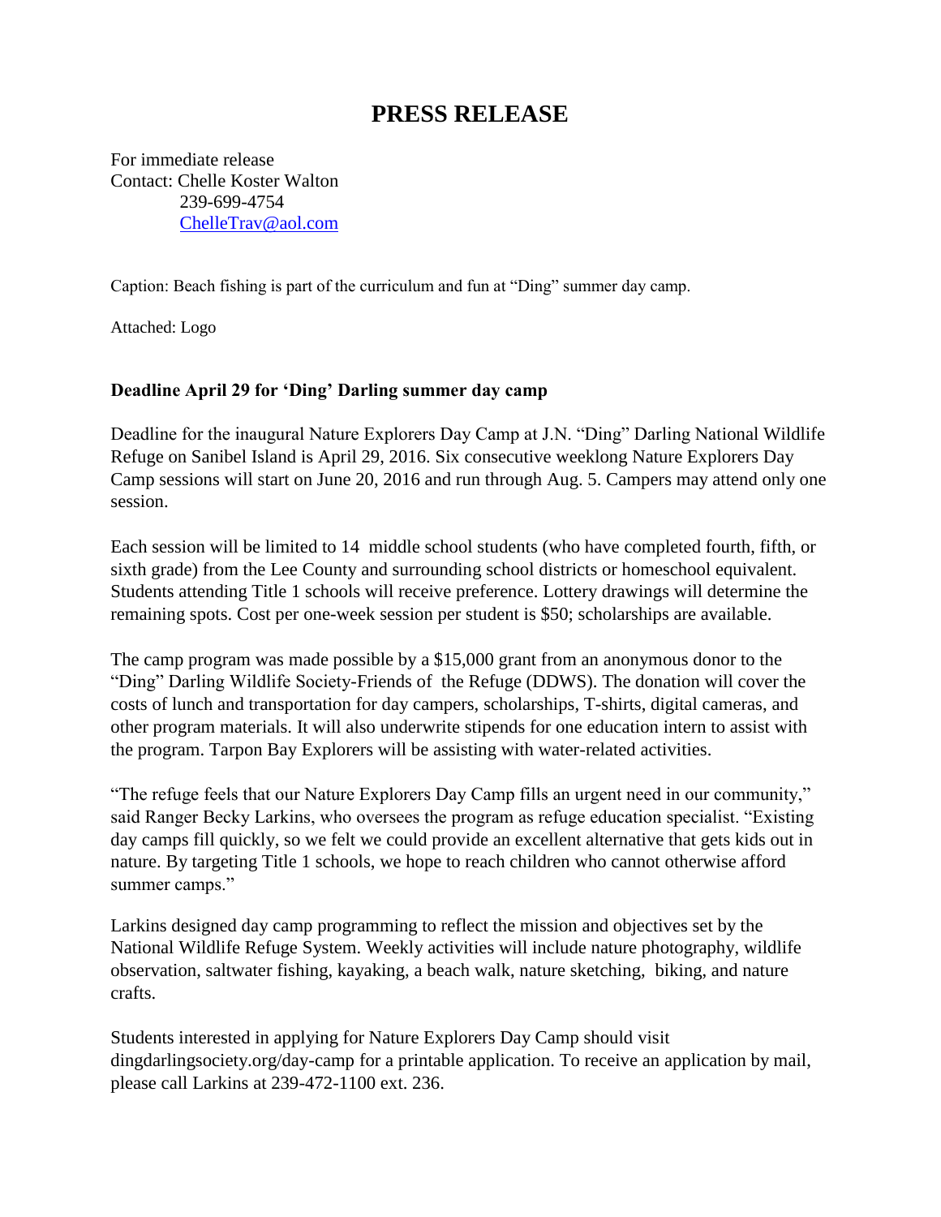# PRESS RELEASE

For immediate release
Contact: Chelle Koster Walton
239-699-4754
ChelleTrav@aol.com

Caption: Beach fishing is part of the curriculum and fun at "Ding" summer day camp.

Attached: Logo

**Deadline April 29 for 'Ding' Darling summer day camp**

Deadline for the inaugural Nature Explorers Day Camp at J.N. "Ding" Darling National Wildlife Refuge on Sanibel Island is April 29, 2016. Six consecutive weeklong Nature Explorers Day Camp sessions will start on June 20, 2016 and run through Aug. 5. Campers may attend only one session.

Each session will be limited to 14 middle school students (who have completed fourth, fifth, or sixth grade) from the Lee County and surrounding school districts or homeschool equivalent. Students attending Title 1 schools will receive preference. Lottery drawings will determine the remaining spots. Cost per one-week session per student is $50; scholarships are available.

The camp program was made possible by a $15,000 grant from an anonymous donor to the "Ding" Darling Wildlife Society-Friends of the Refuge (DDWS). The donation will cover the costs of lunch and transportation for day campers, scholarships, T-shirts, digital cameras, and other program materials. It will also underwrite stipends for one education intern to assist with the program. Tarpon Bay Explorers will be assisting with water-related activities.

"The refuge feels that our Nature Explorers Day Camp fills an urgent need in our community," said Ranger Becky Larkins, who oversees the program as refuge education specialist. "Existing day camps fill quickly, so we felt we could provide an excellent alternative that gets kids out in nature. By targeting Title 1 schools, we hope to reach children who cannot otherwise afford summer camps."

Larkins designed day camp programming to reflect the mission and objectives set by the National Wildlife Refuge System. Weekly activities will include nature photography, wildlife observation, saltwater fishing, kayaking, a beach walk, nature sketching, biking, and nature crafts.

Students interested in applying for Nature Explorers Day Camp should visit dingdarlingsociety.org/day-camp for a printable application. To receive an application by mail, please call Larkins at 239-472-1100 ext. 236.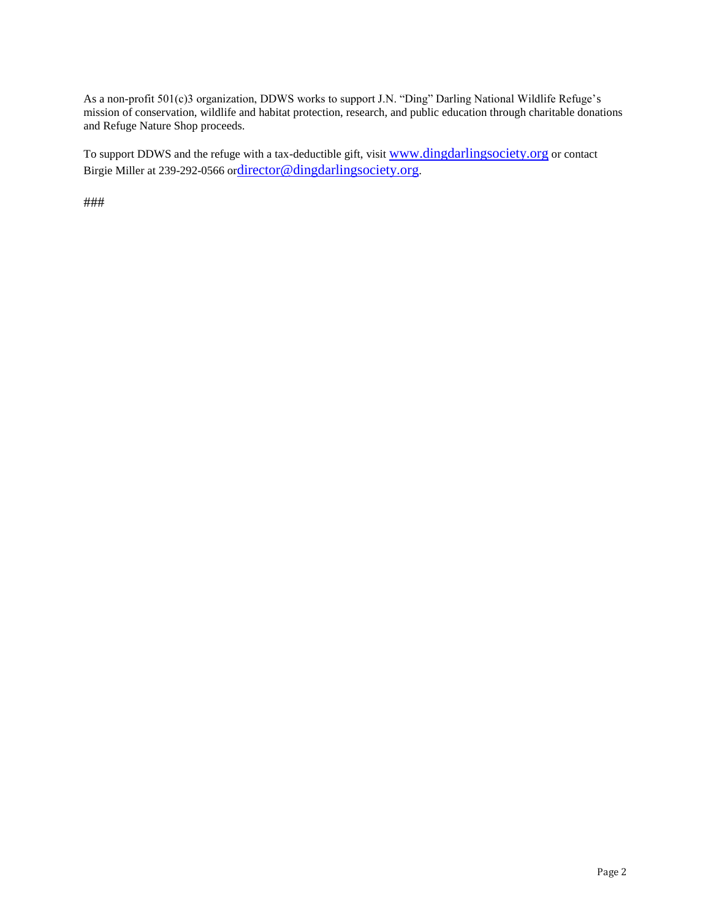As a non-profit 501(c)3 organization, DDWS works to support J.N. "Ding" Darling National Wildlife Refuge's mission of conservation, wildlife and habitat protection, research, and public education through charitable donations and Refuge Nature Shop proceeds.

To support DDWS and the refuge with a tax-deductible gift, visit www.dingdarlingsociety.org or contact Birgie Miller at 239-292-0566 ordirector@dingdarlingsociety.org.

###